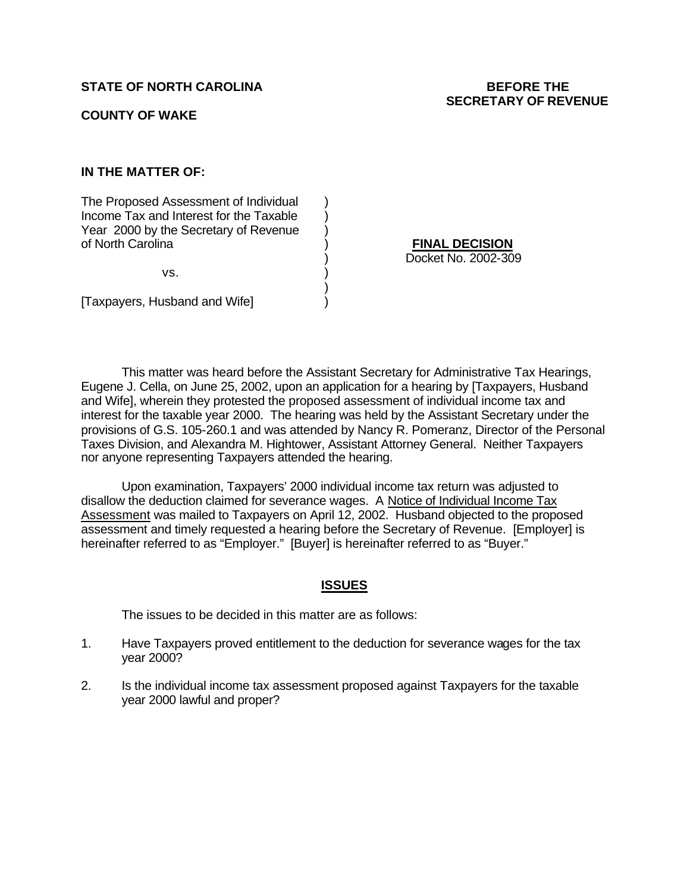**STATE OF NORTH CAROLINA**

**COUNTY OF WAKE**

**BEFORE THE SECRETARY OF REVENUE**

**IN THE MATTER OF:**

| | |
|---|---|
| The Proposed Assessment of Individual Income Tax and Interest for the Taxable Year 2000 by the Secretary of Revenue of North Carolina | **FINAL DECISION** |
| vs. | Docket No. 2002-309 |
| [Taxpayers, Husband and Wife] | |

This matter was heard before the Assistant Secretary for Administrative Tax Hearings, Eugene J. Cella, on June 25, 2002, upon an application for a hearing by [Taxpayers, Husband and Wife], wherein they protested the proposed assessment of individual income tax and interest for the taxable year 2000. The hearing was held by the Assistant Secretary under the provisions of G.S. 105-260.1 and was attended by Nancy R. Pomeranz, Director of the Personal Taxes Division, and Alexandra M. Hightower, Assistant Attorney General. Neither Taxpayers nor anyone representing Taxpayers attended the hearing.

Upon examination, Taxpayers' 2000 individual income tax return was adjusted to disallow the deduction claimed for severance wages. A Notice of Individual Income Tax Assessment was mailed to Taxpayers on April 12, 2002. Husband objected to the proposed assessment and timely requested a hearing before the Secretary of Revenue. [Employer] is hereinafter referred to as "Employer." [Buyer] is hereinafter referred to as "Buyer."

## ISSUES

The issues to be decided in this matter are as follows:

1. Have Taxpayers proved entitlement to the deduction for severance wages for the tax year 2000?
2. Is the individual income tax assessment proposed against Taxpayers for the taxable year 2000 lawful and proper?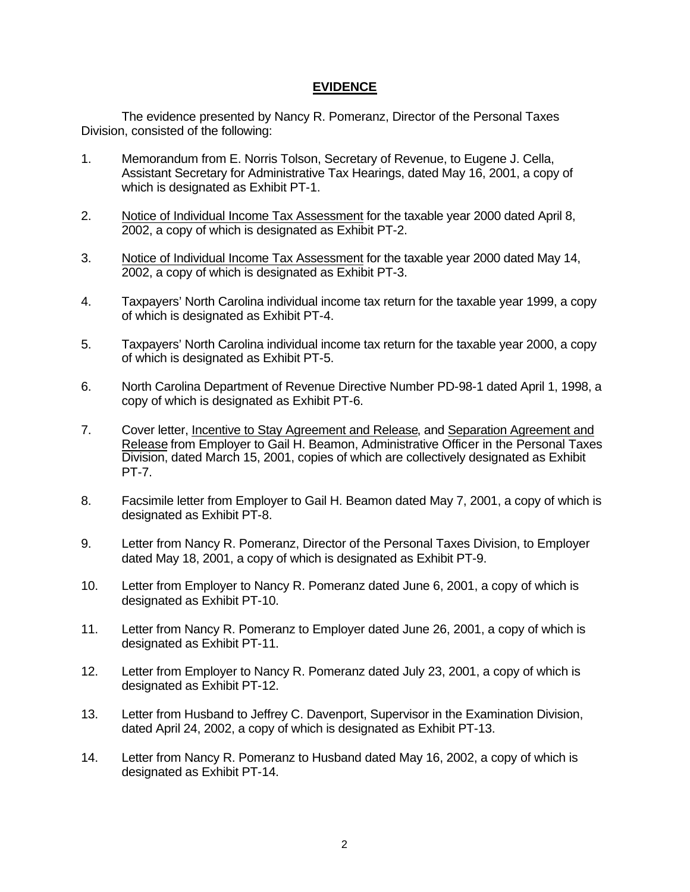## **EVIDENCE**

The evidence presented by Nancy R. Pomeranz, Director of the Personal Taxes Division, consisted of the following:

1. Memorandum from E. Norris Tolson, Secretary of Revenue, to Eugene J. Cella, Assistant Secretary for Administrative Tax Hearings, dated May 16, 2001, a copy of which is designated as Exhibit PT-1.

2. Notice of Individual Income Tax Assessment for the taxable year 2000 dated April 8, 2002, a copy of which is designated as Exhibit PT-2.

3. Notice of Individual Income Tax Assessment for the taxable year 2000 dated May 14, 2002, a copy of which is designated as Exhibit PT-3.

4. Taxpayers' North Carolina individual income tax return for the taxable year 1999, a copy of which is designated as Exhibit PT-4.

5. Taxpayers' North Carolina individual income tax return for the taxable year 2000, a copy of which is designated as Exhibit PT-5.

6. North Carolina Department of Revenue Directive Number PD-98-1 dated April 1, 1998, a copy of which is designated as Exhibit PT-6.

7. Cover letter, Incentive to Stay Agreement and Release, and Separation Agreement and Release from Employer to Gail H. Beamon, Administrative Officer in the Personal Taxes Division, dated March 15, 2001, copies of which are collectively designated as Exhibit PT-7.

8. Facsimile letter from Employer to Gail H. Beamon dated May 7, 2001, a copy of which is designated as Exhibit PT-8.

9. Letter from Nancy R. Pomeranz, Director of the Personal Taxes Division, to Employer dated May 18, 2001, a copy of which is designated as Exhibit PT-9.

10. Letter from Employer to Nancy R. Pomeranz dated June 6, 2001, a copy of which is designated as Exhibit PT-10.

11. Letter from Nancy R. Pomeranz to Employer dated June 26, 2001, a copy of which is designated as Exhibit PT-11.

12. Letter from Employer to Nancy R. Pomeranz dated July 23, 2001, a copy of which is designated as Exhibit PT-12.

13. Letter from Husband to Jeffrey C. Davenport, Supervisor in the Examination Division, dated April 24, 2002, a copy of which is designated as Exhibit PT-13.

14. Letter from Nancy R. Pomeranz to Husband dated May 16, 2002, a copy of which is designated as Exhibit PT-14.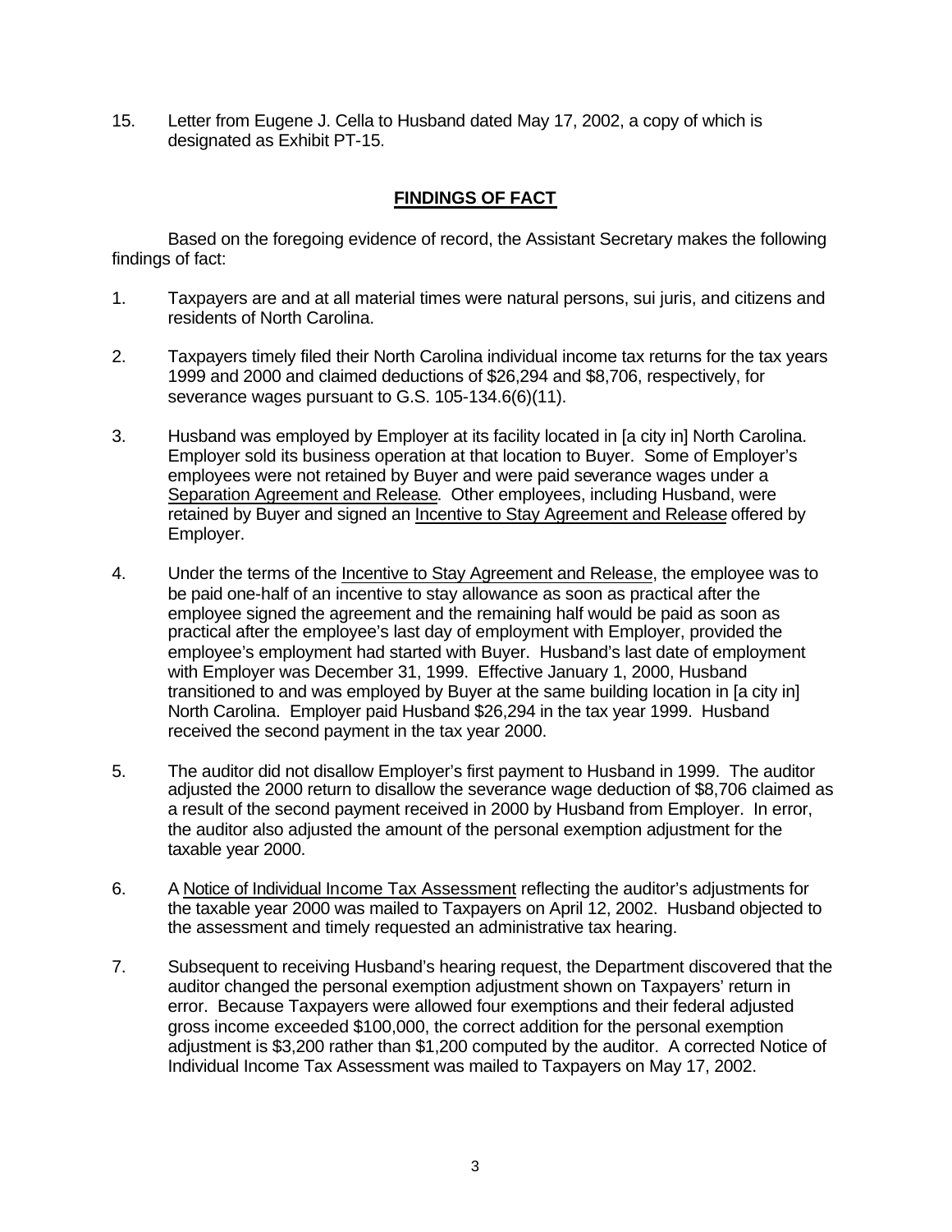15. Letter from Eugene J. Cella to Husband dated May 17, 2002, a copy of which is designated as Exhibit PT-15.

## **FINDINGS OF FACT**

Based on the foregoing evidence of record, the Assistant Secretary makes the following findings of fact:

1. Taxpayers are and at all material times were natural persons, sui juris, and citizens and residents of North Carolina.

2. Taxpayers timely filed their North Carolina individual income tax returns for the tax years 1999 and 2000 and claimed deductions of $26,294 and $8,706, respectively, for severance wages pursuant to G.S. 105-134.6(6)(11).

3. Husband was employed by Employer at its facility located in [a city in] North Carolina. Employer sold its business operation at that location to Buyer. Some of Employer's employees were not retained by Buyer and were paid severance wages under a Separation Agreement and Release. Other employees, including Husband, were retained by Buyer and signed an Incentive to Stay Agreement and Release offered by Employer.

4. Under the terms of the Incentive to Stay Agreement and Release, the employee was to be paid one-half of an incentive to stay allowance as soon as practical after the employee signed the agreement and the remaining half would be paid as soon as practical after the employee's last day of employment with Employer, provided the employee's employment had started with Buyer. Husband's last date of employment with Employer was December 31, 1999. Effective January 1, 2000, Husband transitioned to and was employed by Buyer at the same building location in [a city in] North Carolina. Employer paid Husband $26,294 in the tax year 1999. Husband received the second payment in the tax year 2000.

5. The auditor did not disallow Employer's first payment to Husband in 1999. The auditor adjusted the 2000 return to disallow the severance wage deduction of $8,706 claimed as a result of the second payment received in 2000 by Husband from Employer. In error, the auditor also adjusted the amount of the personal exemption adjustment for the taxable year 2000.

6. A Notice of Individual Income Tax Assessment reflecting the auditor's adjustments for the taxable year 2000 was mailed to Taxpayers on April 12, 2002. Husband objected to the assessment and timely requested an administrative tax hearing.

7. Subsequent to receiving Husband's hearing request, the Department discovered that the auditor changed the personal exemption adjustment shown on Taxpayers' return in error. Because Taxpayers were allowed four exemptions and their federal adjusted gross income exceeded $100,000, the correct addition for the personal exemption adjustment is $3,200 rather than $1,200 computed by the auditor. A corrected Notice of Individual Income Tax Assessment was mailed to Taxpayers on May 17, 2002.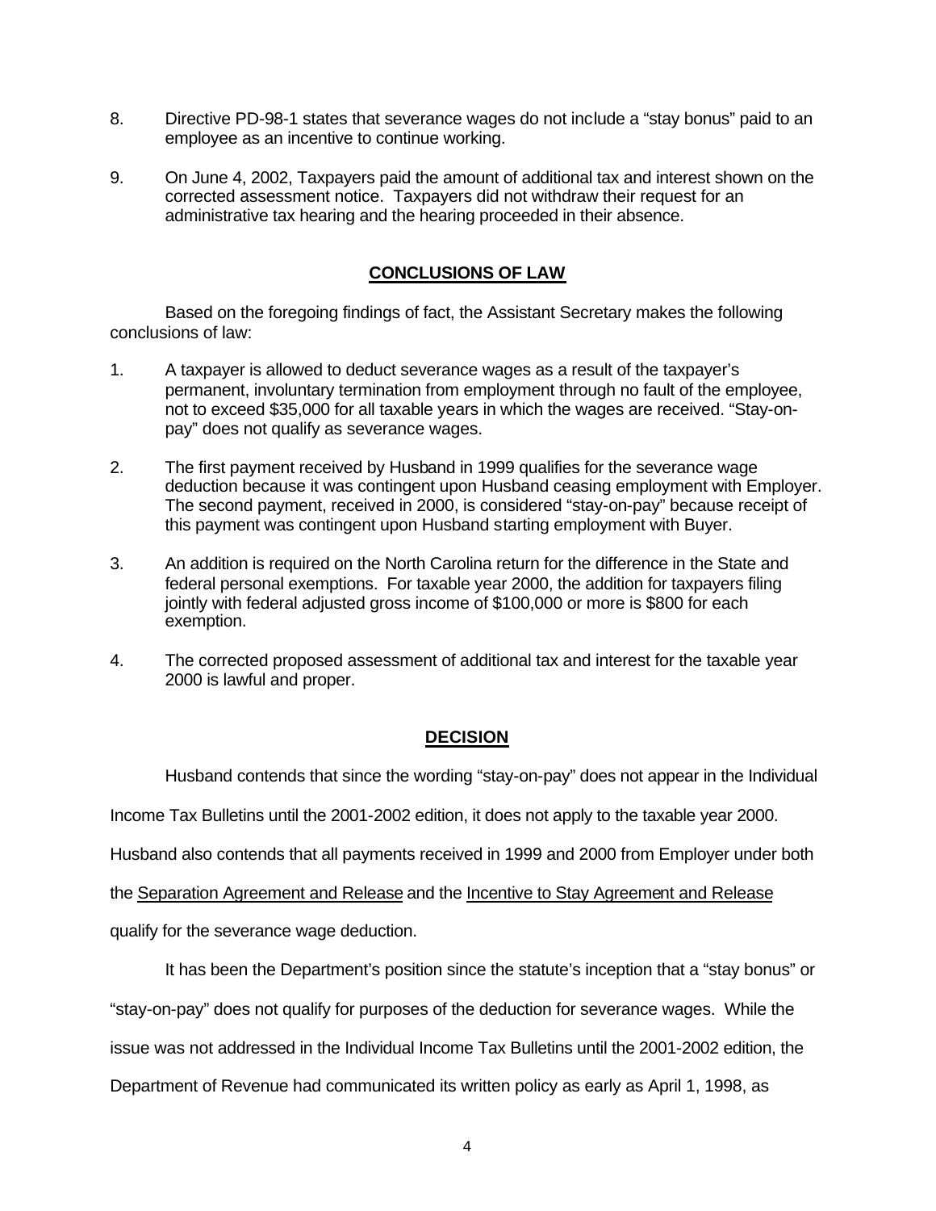8. Directive PD-98-1 states that severance wages do not include a "stay bonus" paid to an employee as an incentive to continue working.

9. On June 4, 2002, Taxpayers paid the amount of additional tax and interest shown on the corrected assessment notice. Taxpayers did not withdraw their request for an administrative tax hearing and the hearing proceeded in their absence.

## CONCLUSIONS OF LAW

Based on the foregoing findings of fact, the Assistant Secretary makes the following conclusions of law:

1. A taxpayer is allowed to deduct severance wages as a result of the taxpayer's permanent, involuntary termination from employment through no fault of the employee, not to exceed $35,000 for all taxable years in which the wages are received. "Stay-on-pay" does not qualify as severance wages.

2. The first payment received by Husband in 1999 qualifies for the severance wage deduction because it was contingent upon Husband ceasing employment with Employer. The second payment, received in 2000, is considered "stay-on-pay" because receipt of this payment was contingent upon Husband starting employment with Buyer.

3. An addition is required on the North Carolina return for the difference in the State and federal personal exemptions. For taxable year 2000, the addition for taxpayers filing jointly with federal adjusted gross income of $100,000 or more is $800 for each exemption.

4. The corrected proposed assessment of additional tax and interest for the taxable year 2000 is lawful and proper.

## DECISION

Husband contends that since the wording "stay-on-pay" does not appear in the Individual Income Tax Bulletins until the 2001-2002 edition, it does not apply to the taxable year 2000. Husband also contends that all payments received in 1999 and 2000 from Employer under both the Separation Agreement and Release and the Incentive to Stay Agreement and Release qualify for the severance wage deduction.

It has been the Department's position since the statute's inception that a "stay bonus" or "stay-on-pay" does not qualify for purposes of the deduction for severance wages. While the issue was not addressed in the Individual Income Tax Bulletins until the 2001-2002 edition, the Department of Revenue had communicated its written policy as early as April 1, 1998, as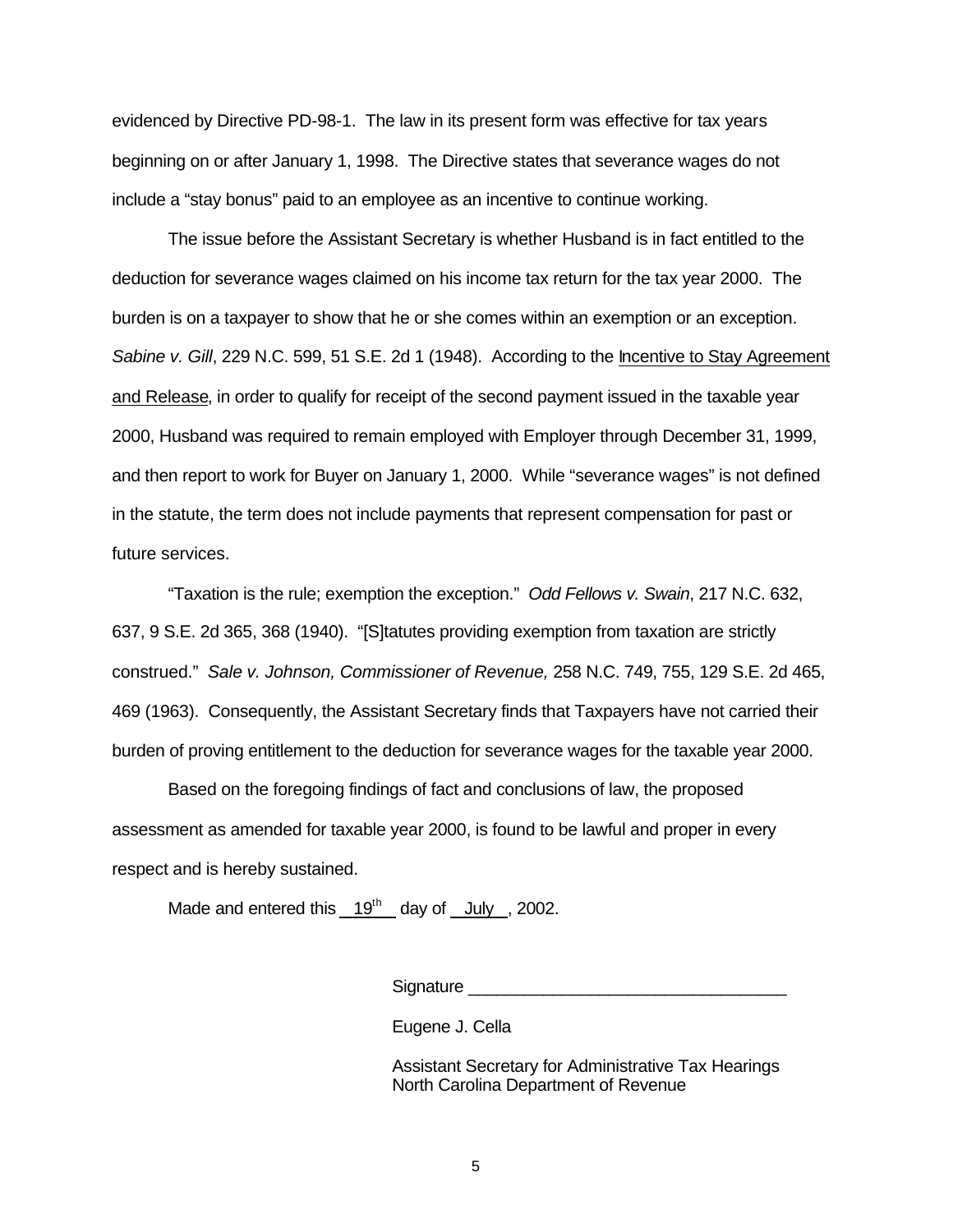evidenced by Directive PD-98-1. The law in its present form was effective for tax years beginning on or after January 1, 1998. The Directive states that severance wages do not include a "stay bonus" paid to an employee as an incentive to continue working.

The issue before the Assistant Secretary is whether Husband is in fact entitled to the deduction for severance wages claimed on his income tax return for the tax year 2000. The burden is on a taxpayer to show that he or she comes within an exemption or an exception. *Sabine v. Gill*, 229 N.C. 599, 51 S.E. 2d 1 (1948). According to the Incentive to Stay Agreement and Release, in order to qualify for receipt of the second payment issued in the taxable year 2000, Husband was required to remain employed with Employer through December 31, 1999, and then report to work for Buyer on January 1, 2000. While "severance wages" is not defined in the statute, the term does not include payments that represent compensation for past or future services.

"Taxation is the rule; exemption the exception." *Odd Fellows v. Swain*, 217 N.C. 632, 637, 9 S.E. 2d 365, 368 (1940). "[S]tatutes providing exemption from taxation are strictly construed." *Sale v. Johnson, Commissioner of Revenue,* 258 N.C. 749, 755, 129 S.E. 2d 465, 469 (1963). Consequently, the Assistant Secretary finds that Taxpayers have not carried their burden of proving entitlement to the deduction for severance wages for the taxable year 2000.

Based on the foregoing findings of fact and conclusions of law, the proposed assessment as amended for taxable year 2000, is found to be lawful and proper in every respect and is hereby sustained.

Made and entered this 19th day of July, 2002.

Signature ________________________________

Eugene J. Cella

Assistant Secretary for Administrative Tax Hearings
North Carolina Department of Revenue